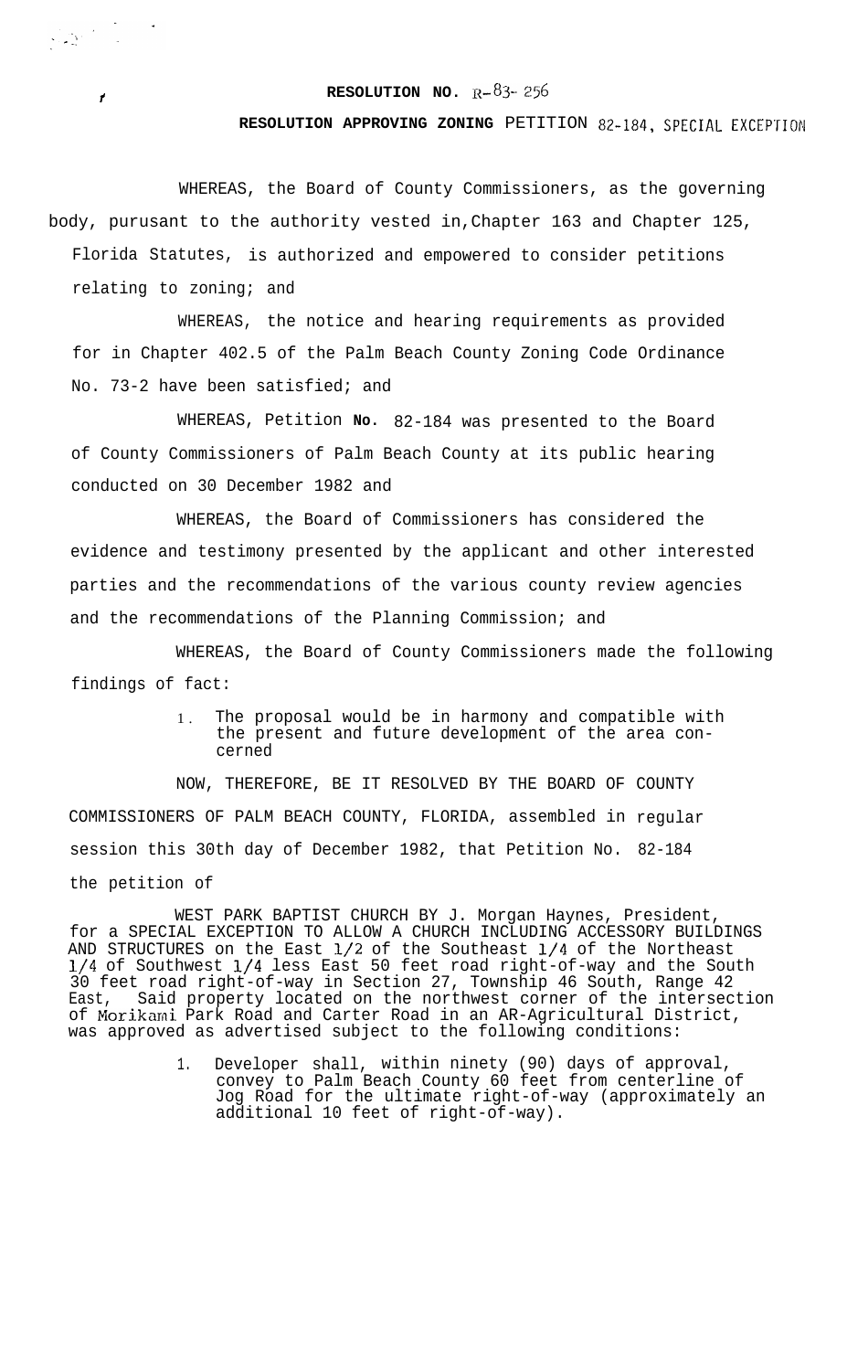**RESOLUTION NO. R-83-256**

**RESOLUTION APPROVING ZONING PETITION 82-184, SPECIAL EXCEPTION**

WHEREAS, the Board of County Commissioners, as the governing body, purusant to the authority vested in,Chapter 163 and Chapter 125, Florida Statutes, is authorized and empowered to consider petitions relating to zoning; and

WHEREAS, the notice and hearing requirements as provided for in Chapter 402.5 of the Palm Beach County Zoning Code Ordinance No. 73-2 have been satisfied; and

WHEREAS, Petition No. 82-184 was presented to the Board of County Commissioners of Palm Beach County at its public hearing conducted on 30 December 1982 and

WHEREAS, the Board of Commissioners has considered the evidence and testimony presented by the applicant and other interested parties and the recommendations of the various county review agencies and the recommendations of the Planning Commission; and

WHEREAS, the Board of County Commissioners made the following findings of fact:

1. The proposal would be in harmony and compatible with the present and future development of the area concerned

NOW, THEREFORE, BE IT RESOLVED BY THE BOARD OF COUNTY COMMISSIONERS OF PALM BEACH COUNTY, FLORIDA, assembled in regular session this 30th day of December 1982, that Petition No. 82-184 the petition of

WEST PARK BAPTIST CHURCH BY J. Morgan Haynes, President, for a SPECIAL EXCEPTION TO ALLOW A CHURCH INCLUDING ACCESSORY BUILDINGS AND STRUCTURES on the East 1/2 of the Southeast 1/4 of the Northeast 1/4 of Southwest 1/4 less East 50 feet road right-of-way and the South 30 feet road right-of-way in Section 27, Township 46 South, Range 42 East, Said property located on the northwest corner of the intersection of Morikami Park Road and Carter Road in an AR-Agricultural District, was approved as advertised subject to the following conditions:

1. Developer shall, within ninety (90) days of approval, convey to Palm Beach County 60 feet from centerline of Jog Road for the ultimate right-of-way (approximately an additional 10 feet of right-of-way).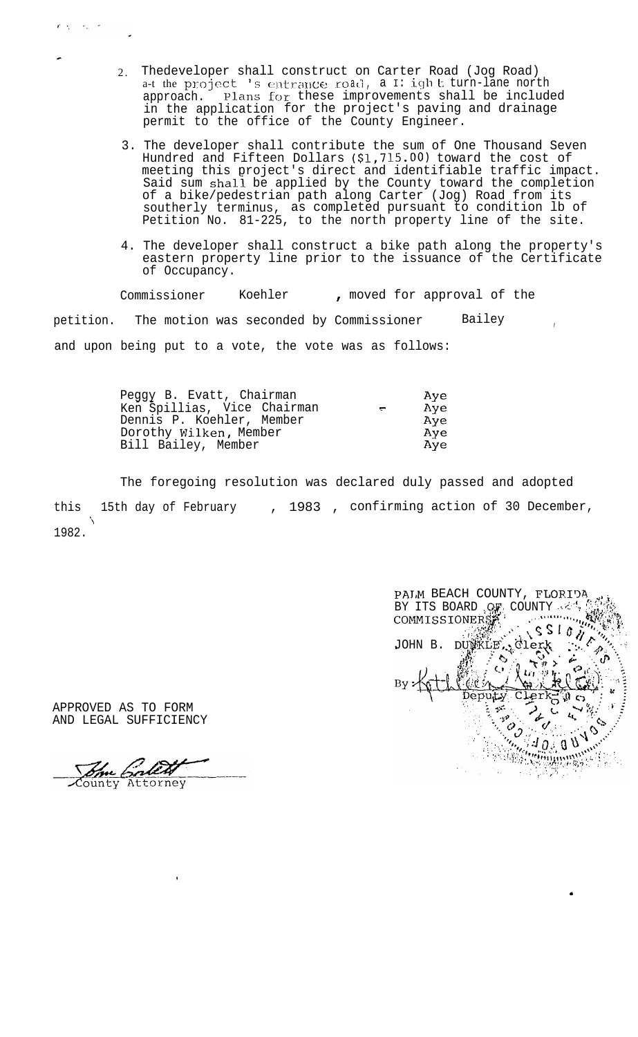2. The developer shall construct on Carter Road (Jog Road) at the project's entrance road, a right turn-lane north approach. Plans for these improvements shall be included in the application for the project's paving and drainage permit to the office of the County Engineer.

3. The developer shall contribute the sum of One Thousand Seven Hundred and Fifteen Dollars ($1,715.00) toward the cost of meeting this project's direct and identifiable traffic impact. Said sum shall be applied by the County toward the completion of a bike/pedestrian path along Carter (Jog) Road from its southerly terminus, as completed pursuant to condition lb of Petition No. 81-225, to the north property line of the site.

4. The developer shall construct a bike path along the property's eastern property line prior to the issuance of the Certificate of Occupancy.

Commissioner Koehler, moved for approval of the petition. The motion was seconded by Commissioner Bailey and upon being put to a vote, the vote was as follows:

| | |
|---|---|
| Peggy B. Evatt, Chairman | Aye |
| Ken Spillias, Vice Chairman | Aye |
| Dennis P. Koehler, Member | Aye |
| Dorothy Wilken, Member | Aye |
| Bill Bailey, Member | Aye |

The foregoing resolution was declared duly passed and adopted this 15th day of February, 1983, confirming action of 30 December, 1982.

PALM BEACH COUNTY, FLORIDA
BY ITS BOARD OF COUNTY COMMISSIONERS

JOHN B. DUNKLE, Clerk

By: Deputy Clerk

APPROVED AS TO FORM AND LEGAL SUFFICIENCY

County Attorney